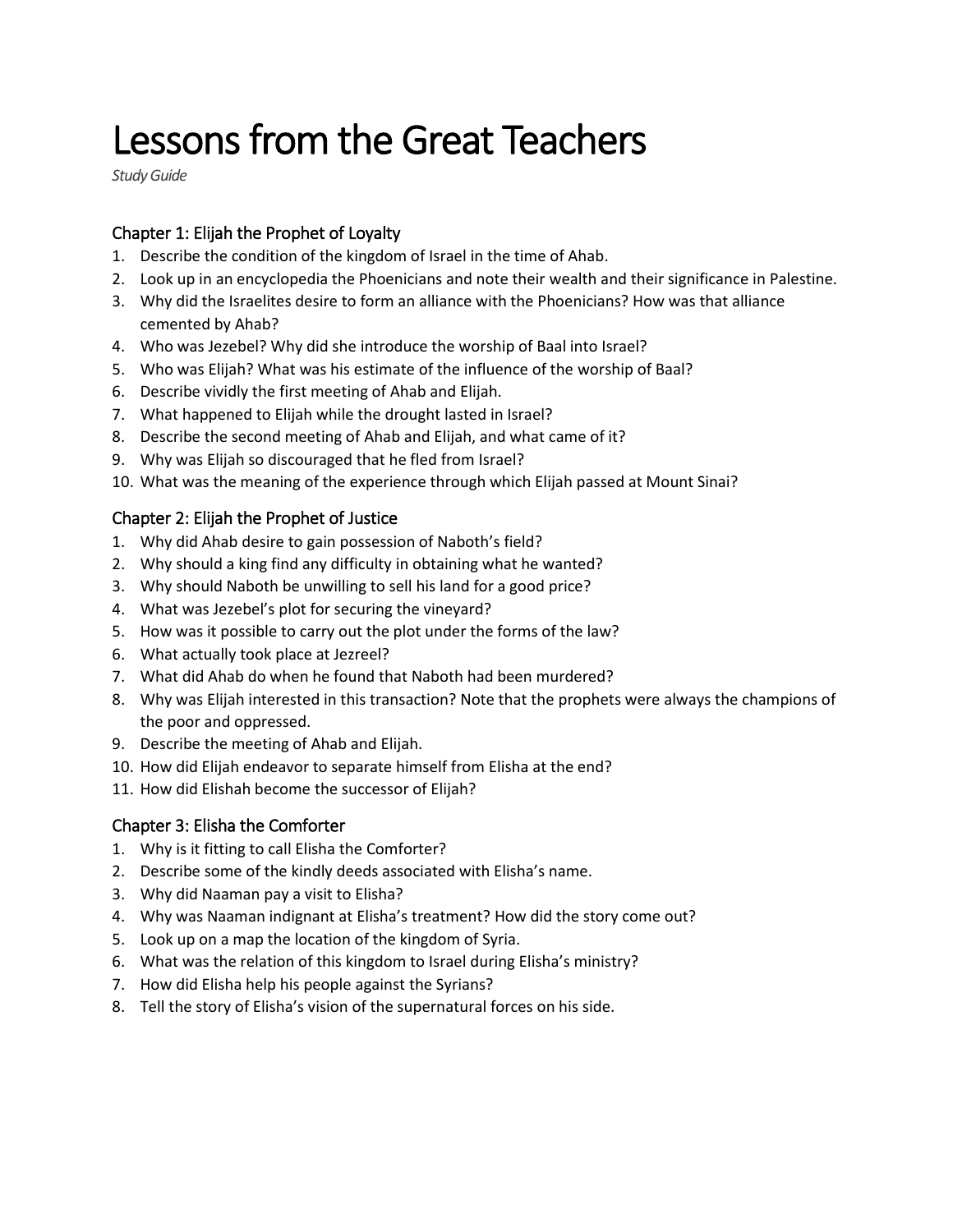# Lessons from the Great Teachers

*Study Guide*

## Chapter 1: Elijah the Prophet of Loyalty

1. Describe the condition of the kingdom of Israel in the time of Ahab.
2. Look up in an encyclopedia the Phoenicians and note their wealth and their significance in Palestine.
3. Why did the Israelites desire to form an alliance with the Phoenicians? How was that alliance cemented by Ahab?
4. Who was Jezebel? Why did she introduce the worship of Baal into Israel?
5. Who was Elijah? What was his estimate of the influence of the worship of Baal?
6. Describe vividly the first meeting of Ahab and Elijah.
7. What happened to Elijah while the drought lasted in Israel?
8. Describe the second meeting of Ahab and Elijah, and what came of it?
9. Why was Elijah so discouraged that he fled from Israel?
10. What was the meaning of the experience through which Elijah passed at Mount Sinai?

## Chapter 2: Elijah the Prophet of Justice

1. Why did Ahab desire to gain possession of Naboth's field?
2. Why should a king find any difficulty in obtaining what he wanted?
3. Why should Naboth be unwilling to sell his land for a good price?
4. What was Jezebel's plot for securing the vineyard?
5. How was it possible to carry out the plot under the forms of the law?
6. What actually took place at Jezreel?
7. What did Ahab do when he found that Naboth had been murdered?
8. Why was Elijah interested in this transaction? Note that the prophets were always the champions of the poor and oppressed.
9. Describe the meeting of Ahab and Elijah.
10. How did Elijah endeavor to separate himself from Elisha at the end?
11. How did Elishah become the successor of Elijah?

## Chapter 3: Elisha the Comforter

1. Why is it fitting to call Elisha the Comforter?
2. Describe some of the kindly deeds associated with Elisha's name.
3. Why did Naaman pay a visit to Elisha?
4. Why was Naaman indignant at Elisha's treatment? How did the story come out?
5. Look up on a map the location of the kingdom of Syria.
6. What was the relation of this kingdom to Israel during Elisha's ministry?
7. How did Elisha help his people against the Syrians?
8. Tell the story of Elisha's vision of the supernatural forces on his side.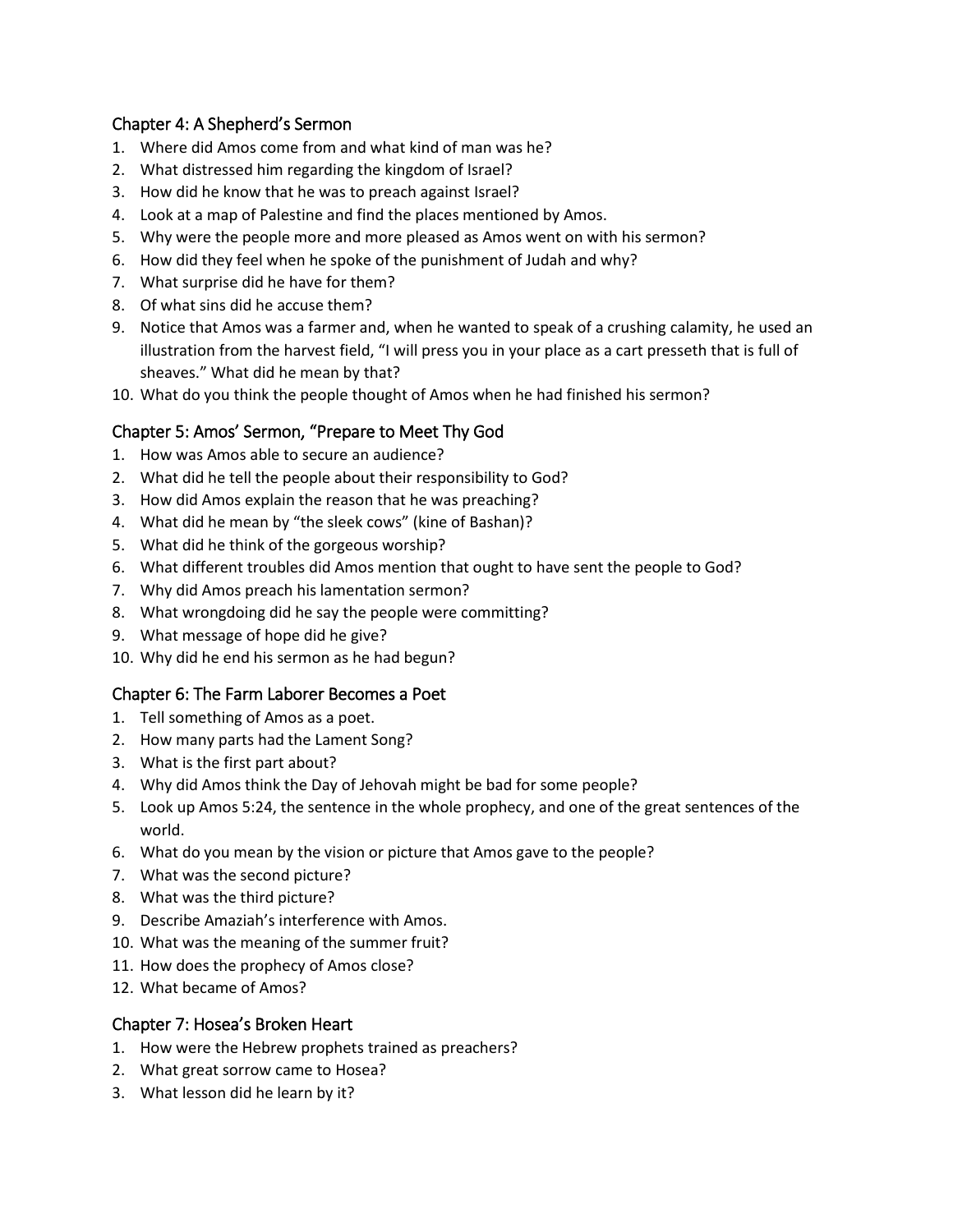## Chapter 4: A Shepherd's Sermon

1. Where did Amos come from and what kind of man was he?
2. What distressed him regarding the kingdom of Israel?
3. How did he know that he was to preach against Israel?
4. Look at a map of Palestine and find the places mentioned by Amos.
5. Why were the people more and more pleased as Amos went on with his sermon?
6. How did they feel when he spoke of the punishment of Judah and why?
7. What surprise did he have for them?
8. Of what sins did he accuse them?
9. Notice that Amos was a farmer and, when he wanted to speak of a crushing calamity, he used an illustration from the harvest field, "I will press you in your place as a cart presseth that is full of sheaves." What did he mean by that?
10. What do you think the people thought of Amos when he had finished his sermon?

## Chapter 5: Amos' Sermon, "Prepare to Meet Thy God

1. How was Amos able to secure an audience?
2. What did he tell the people about their responsibility to God?
3. How did Amos explain the reason that he was preaching?
4. What did he mean by "the sleek cows" (kine of Bashan)?
5. What did he think of the gorgeous worship?
6. What different troubles did Amos mention that ought to have sent the people to God?
7. Why did Amos preach his lamentation sermon?
8. What wrongdoing did he say the people were committing?
9. What message of hope did he give?
10. Why did he end his sermon as he had begun?

## Chapter 6: The Farm Laborer Becomes a Poet

1. Tell something of Amos as a poet.
2. How many parts had the Lament Song?
3. What is the first part about?
4. Why did Amos think the Day of Jehovah might be bad for some people?
5. Look up Amos 5:24, the sentence in the whole prophecy, and one of the great sentences of the world.
6. What do you mean by the vision or picture that Amos gave to the people?
7. What was the second picture?
8. What was the third picture?
9. Describe Amaziah's interference with Amos.
10. What was the meaning of the summer fruit?
11. How does the prophecy of Amos close?
12. What became of Amos?

## Chapter 7: Hosea's Broken Heart

1. How were the Hebrew prophets trained as preachers?
2. What great sorrow came to Hosea?
3. What lesson did he learn by it?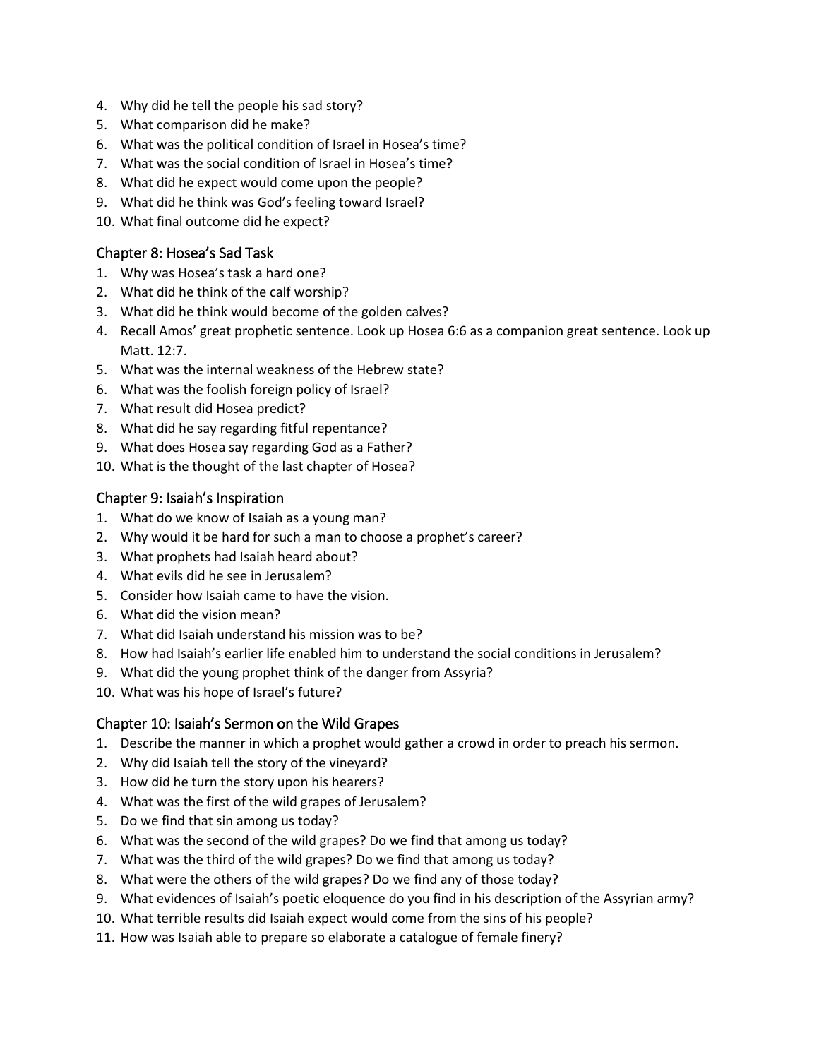4. Why did he tell the people his sad story?
5. What comparison did he make?
6. What was the political condition of Israel in Hosea's time?
7. What was the social condition of Israel in Hosea's time?
8. What did he expect would come upon the people?
9. What did he think was God's feeling toward Israel?
10. What final outcome did he expect?

## Chapter 8: Hosea's Sad Task

1. Why was Hosea's task a hard one?
2. What did he think of the calf worship?
3. What did he think would become of the golden calves?
4. Recall Amos' great prophetic sentence. Look up Hosea 6:6 as a companion great sentence. Look up Matt. 12:7.
5. What was the internal weakness of the Hebrew state?
6. What was the foolish foreign policy of Israel?
7. What result did Hosea predict?
8. What did he say regarding fitful repentance?
9. What does Hosea say regarding God as a Father?
10. What is the thought of the last chapter of Hosea?

## Chapter 9: Isaiah's Inspiration

1. What do we know of Isaiah as a young man?
2. Why would it be hard for such a man to choose a prophet's career?
3. What prophets had Isaiah heard about?
4. What evils did he see in Jerusalem?
5. Consider how Isaiah came to have the vision.
6. What did the vision mean?
7. What did Isaiah understand his mission was to be?
8. How had Isaiah's earlier life enabled him to understand the social conditions in Jerusalem?
9. What did the young prophet think of the danger from Assyria?
10. What was his hope of Israel's future?

## Chapter 10: Isaiah's Sermon on the Wild Grapes

1. Describe the manner in which a prophet would gather a crowd in order to preach his sermon.
2. Why did Isaiah tell the story of the vineyard?
3. How did he turn the story upon his hearers?
4. What was the first of the wild grapes of Jerusalem?
5. Do we find that sin among us today?
6. What was the second of the wild grapes? Do we find that among us today?
7. What was the third of the wild grapes? Do we find that among us today?
8. What were the others of the wild grapes? Do we find any of those today?
9. What evidences of Isaiah's poetic eloquence do you find in his description of the Assyrian army?
10. What terrible results did Isaiah expect would come from the sins of his people?
11. How was Isaiah able to prepare so elaborate a catalogue of female finery?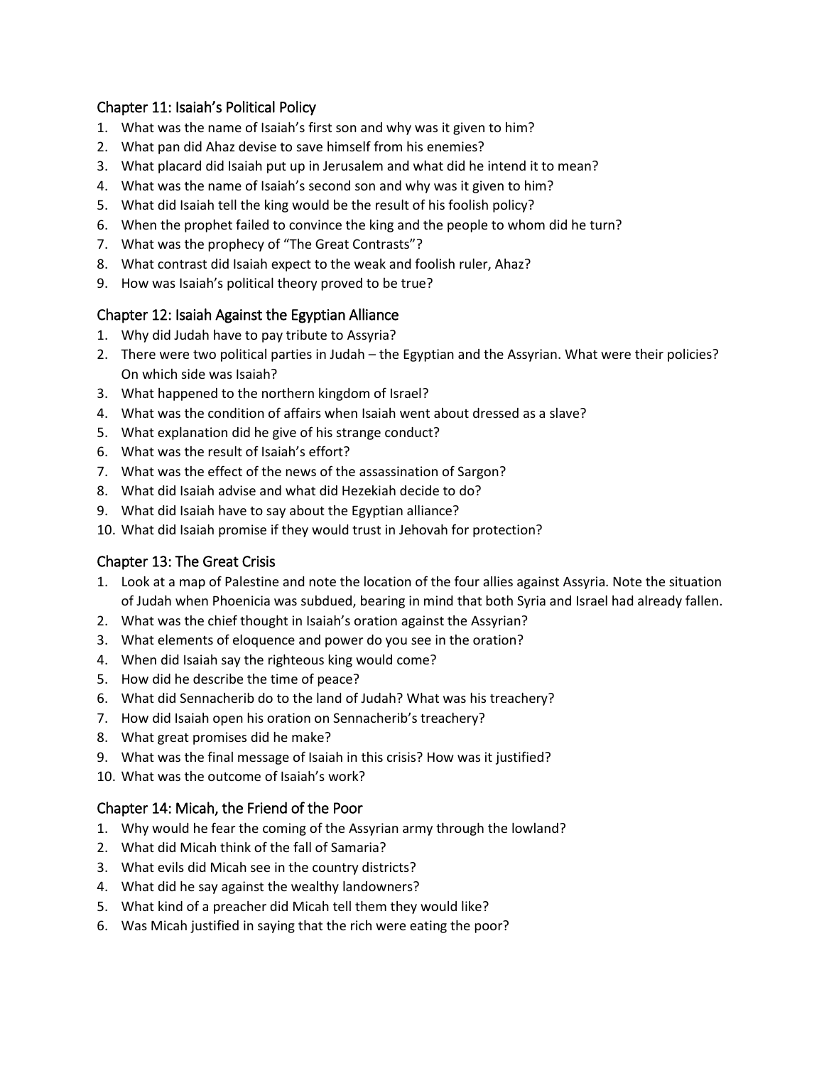## Chapter 11: Isaiah's Political Policy

1. What was the name of Isaiah's first son and why was it given to him?
2. What pan did Ahaz devise to save himself from his enemies?
3. What placard did Isaiah put up in Jerusalem and what did he intend it to mean?
4. What was the name of Isaiah's second son and why was it given to him?
5. What did Isaiah tell the king would be the result of his foolish policy?
6. When the prophet failed to convince the king and the people to whom did he turn?
7. What was the prophecy of "The Great Contrasts"?
8. What contrast did Isaiah expect to the weak and foolish ruler, Ahaz?
9. How was Isaiah's political theory proved to be true?

## Chapter 12: Isaiah Against the Egyptian Alliance

1. Why did Judah have to pay tribute to Assyria?
2. There were two political parties in Judah – the Egyptian and the Assyrian. What were their policies? On which side was Isaiah?
3. What happened to the northern kingdom of Israel?
4. What was the condition of affairs when Isaiah went about dressed as a slave?
5. What explanation did he give of his strange conduct?
6. What was the result of Isaiah's effort?
7. What was the effect of the news of the assassination of Sargon?
8. What did Isaiah advise and what did Hezekiah decide to do?
9. What did Isaiah have to say about the Egyptian alliance?
10. What did Isaiah promise if they would trust in Jehovah for protection?

## Chapter 13: The Great Crisis

1. Look at a map of Palestine and note the location of the four allies against Assyria. Note the situation of Judah when Phoenicia was subdued, bearing in mind that both Syria and Israel had already fallen.
2. What was the chief thought in Isaiah's oration against the Assyrian?
3. What elements of eloquence and power do you see in the oration?
4. When did Isaiah say the righteous king would come?
5. How did he describe the time of peace?
6. What did Sennacherib do to the land of Judah? What was his treachery?
7. How did Isaiah open his oration on Sennacherib's treachery?
8. What great promises did he make?
9. What was the final message of Isaiah in this crisis? How was it justified?
10. What was the outcome of Isaiah's work?

## Chapter 14: Micah, the Friend of the Poor

1. Why would he fear the coming of the Assyrian army through the lowland?
2. What did Micah think of the fall of Samaria?
3. What evils did Micah see in the country districts?
4. What did he say against the wealthy landowners?
5. What kind of a preacher did Micah tell them they would like?
6. Was Micah justified in saying that the rich were eating the poor?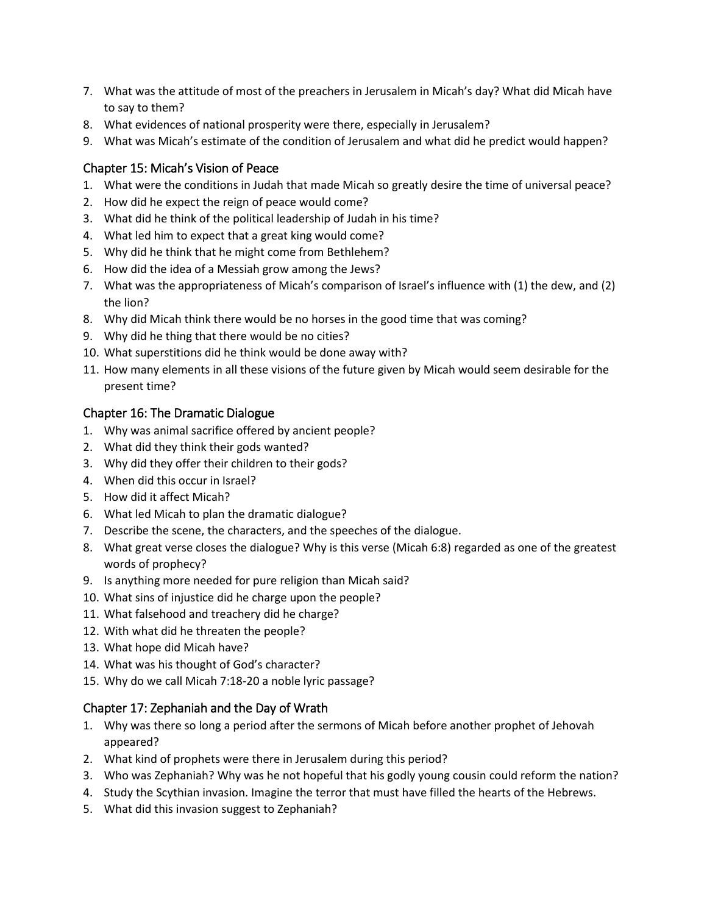7. What was the attitude of most of the preachers in Jerusalem in Micah's day? What did Micah have to say to them?
8. What evidences of national prosperity were there, especially in Jerusalem?
9. What was Micah's estimate of the condition of Jerusalem and what did he predict would happen?

## Chapter 15: Micah's Vision of Peace

1. What were the conditions in Judah that made Micah so greatly desire the time of universal peace?
2. How did he expect the reign of peace would come?
3. What did he think of the political leadership of Judah in his time?
4. What led him to expect that a great king would come?
5. Why did he think that he might come from Bethlehem?
6. How did the idea of a Messiah grow among the Jews?
7. What was the appropriateness of Micah's comparison of Israel's influence with (1) the dew, and (2) the lion?
8. Why did Micah think there would be no horses in the good time that was coming?
9. Why did he thing that there would be no cities?
10. What superstitions did he think would be done away with?
11. How many elements in all these visions of the future given by Micah would seem desirable for the present time?

## Chapter 16: The Dramatic Dialogue

1. Why was animal sacrifice offered by ancient people?
2. What did they think their gods wanted?
3. Why did they offer their children to their gods?
4. When did this occur in Israel?
5. How did it affect Micah?
6. What led Micah to plan the dramatic dialogue?
7. Describe the scene, the characters, and the speeches of the dialogue.
8. What great verse closes the dialogue? Why is this verse (Micah 6:8) regarded as one of the greatest words of prophecy?
9. Is anything more needed for pure religion than Micah said?
10. What sins of injustice did he charge upon the people?
11. What falsehood and treachery did he charge?
12. With what did he threaten the people?
13. What hope did Micah have?
14. What was his thought of God's character?
15. Why do we call Micah 7:18-20 a noble lyric passage?

## Chapter 17: Zephaniah and the Day of Wrath

1. Why was there so long a period after the sermons of Micah before another prophet of Jehovah appeared?
2. What kind of prophets were there in Jerusalem during this period?
3. Who was Zephaniah? Why was he not hopeful that his godly young cousin could reform the nation?
4. Study the Scythian invasion. Imagine the terror that must have filled the hearts of the Hebrews.
5. What did this invasion suggest to Zephaniah?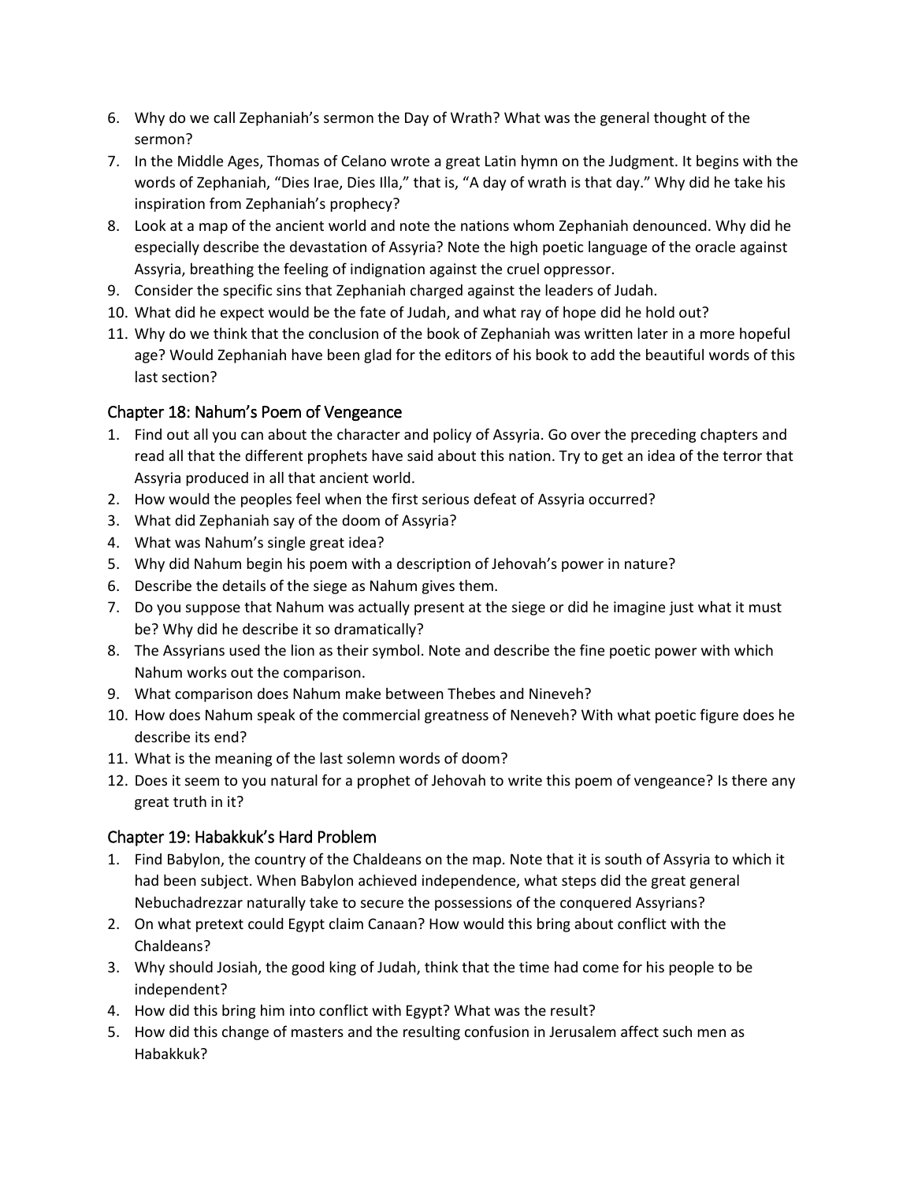6. Why do we call Zephaniah's sermon the Day of Wrath? What was the general thought of the sermon?
7. In the Middle Ages, Thomas of Celano wrote a great Latin hymn on the Judgment. It begins with the words of Zephaniah, "Dies Irae, Dies Illa," that is, "A day of wrath is that day." Why did he take his inspiration from Zephaniah's prophecy?
8. Look at a map of the ancient world and note the nations whom Zephaniah denounced. Why did he especially describe the devastation of Assyria? Note the high poetic language of the oracle against Assyria, breathing the feeling of indignation against the cruel oppressor.
9. Consider the specific sins that Zephaniah charged against the leaders of Judah.
10. What did he expect would be the fate of Judah, and what ray of hope did he hold out?
11. Why do we think that the conclusion of the book of Zephaniah was written later in a more hopeful age? Would Zephaniah have been glad for the editors of his book to add the beautiful words of this last section?

## Chapter 18: Nahum's Poem of Vengeance

1. Find out all you can about the character and policy of Assyria. Go over the preceding chapters and read all that the different prophets have said about this nation. Try to get an idea of the terror that Assyria produced in all that ancient world.
2. How would the peoples feel when the first serious defeat of Assyria occurred?
3. What did Zephaniah say of the doom of Assyria?
4. What was Nahum's single great idea?
5. Why did Nahum begin his poem with a description of Jehovah's power in nature?
6. Describe the details of the siege as Nahum gives them.
7. Do you suppose that Nahum was actually present at the siege or did he imagine just what it must be? Why did he describe it so dramatically?
8. The Assyrians used the lion as their symbol. Note and describe the fine poetic power with which Nahum works out the comparison.
9. What comparison does Nahum make between Thebes and Nineveh?
10. How does Nahum speak of the commercial greatness of Neneveh? With what poetic figure does he describe its end?
11. What is the meaning of the last solemn words of doom?
12. Does it seem to you natural for a prophet of Jehovah to write this poem of vengeance? Is there any great truth in it?

## Chapter 19: Habakkuk's Hard Problem

1. Find Babylon, the country of the Chaldeans on the map. Note that it is south of Assyria to which it had been subject. When Babylon achieved independence, what steps did the great general Nebuchadrezzar naturally take to secure the possessions of the conquered Assyrians?
2. On what pretext could Egypt claim Canaan? How would this bring about conflict with the Chaldeans?
3. Why should Josiah, the good king of Judah, think that the time had come for his people to be independent?
4. How did this bring him into conflict with Egypt? What was the result?
5. How did this change of masters and the resulting confusion in Jerusalem affect such men as Habakkuk?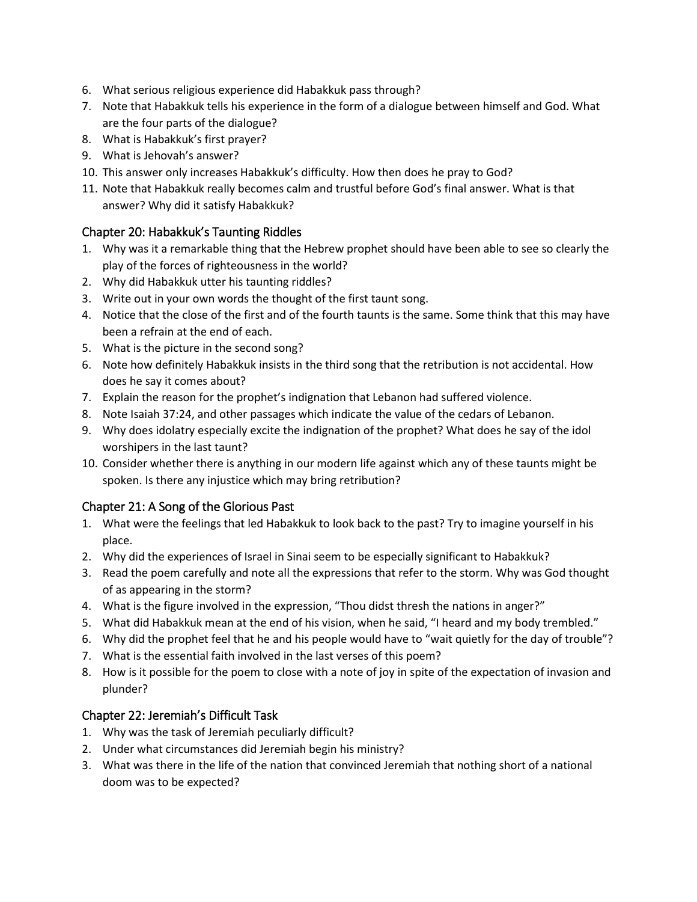6. What serious religious experience did Habakkuk pass through?
7. Note that Habakkuk tells his experience in the form of a dialogue between himself and God. What are the four parts of the dialogue?
8. What is Habakkuk's first prayer?
9. What is Jehovah's answer?
10. This answer only increases Habakkuk's difficulty. How then does he pray to God?
11. Note that Habakkuk really becomes calm and trustful before God's final answer. What is that answer? Why did it satisfy Habakkuk?

## Chapter 20: Habakkuk's Taunting Riddles

1. Why was it a remarkable thing that the Hebrew prophet should have been able to see so clearly the play of the forces of righteousness in the world?
2. Why did Habakkuk utter his taunting riddles?
3. Write out in your own words the thought of the first taunt song.
4. Notice that the close of the first and of the fourth taunts is the same. Some think that this may have been a refrain at the end of each.
5. What is the picture in the second song?
6. Note how definitely Habakkuk insists in the third song that the retribution is not accidental. How does he say it comes about?
7. Explain the reason for the prophet's indignation that Lebanon had suffered violence.
8. Note Isaiah 37:24, and other passages which indicate the value of the cedars of Lebanon.
9. Why does idolatry especially excite the indignation of the prophet? What does he say of the idol worshipers in the last taunt?
10. Consider whether there is anything in our modern life against which any of these taunts might be spoken. Is there any injustice which may bring retribution?

## Chapter 21: A Song of the Glorious Past

1. What were the feelings that led Habakkuk to look back to the past? Try to imagine yourself in his place.
2. Why did the experiences of Israel in Sinai seem to be especially significant to Habakkuk?
3. Read the poem carefully and note all the expressions that refer to the storm. Why was God thought of as appearing in the storm?
4. What is the figure involved in the expression, "Thou didst thresh the nations in anger?"
5. What did Habakkuk mean at the end of his vision, when he said, "I heard and my body trembled."
6. Why did the prophet feel that he and his people would have to "wait quietly for the day of trouble"?
7. What is the essential faith involved in the last verses of this poem?
8. How is it possible for the poem to close with a note of joy in spite of the expectation of invasion and plunder?

## Chapter 22: Jeremiah's Difficult Task

1. Why was the task of Jeremiah peculiarly difficult?
2. Under what circumstances did Jeremiah begin his ministry?
3. What was there in the life of the nation that convinced Jeremiah that nothing short of a national doom was to be expected?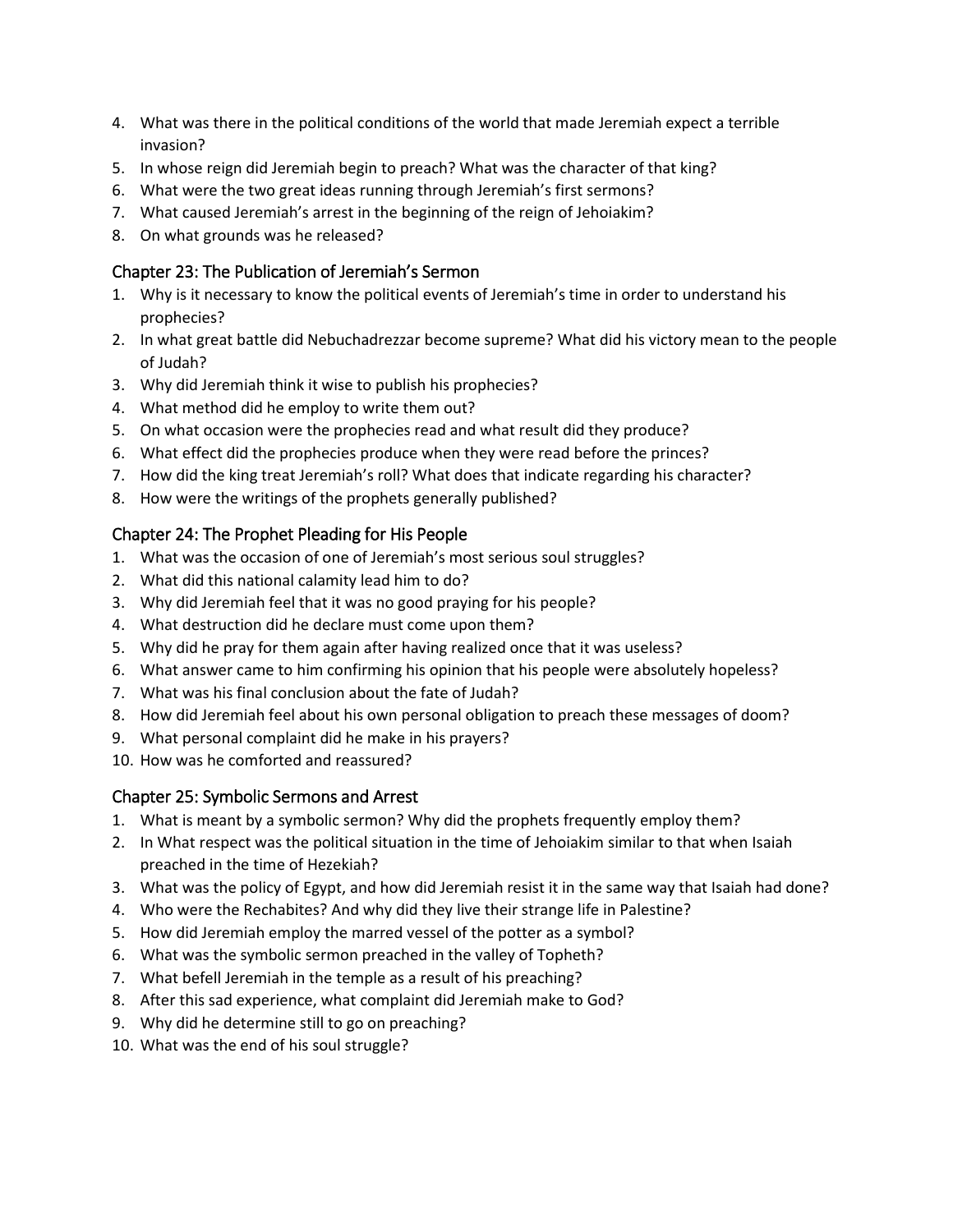4. What was there in the political conditions of the world that made Jeremiah expect a terrible invasion?
5. In whose reign did Jeremiah begin to preach? What was the character of that king?
6. What were the two great ideas running through Jeremiah's first sermons?
7. What caused Jeremiah's arrest in the beginning of the reign of Jehoiakim?
8. On what grounds was he released?

## Chapter 23: The Publication of Jeremiah's Sermon

1. Why is it necessary to know the political events of Jeremiah's time in order to understand his prophecies?
2. In what great battle did Nebuchadrezzar become supreme? What did his victory mean to the people of Judah?
3. Why did Jeremiah think it wise to publish his prophecies?
4. What method did he employ to write them out?
5. On what occasion were the prophecies read and what result did they produce?
6. What effect did the prophecies produce when they were read before the princes?
7. How did the king treat Jeremiah's roll? What does that indicate regarding his character?
8. How were the writings of the prophets generally published?

## Chapter 24: The Prophet Pleading for His People

1. What was the occasion of one of Jeremiah's most serious soul struggles?
2. What did this national calamity lead him to do?
3. Why did Jeremiah feel that it was no good praying for his people?
4. What destruction did he declare must come upon them?
5. Why did he pray for them again after having realized once that it was useless?
6. What answer came to him confirming his opinion that his people were absolutely hopeless?
7. What was his final conclusion about the fate of Judah?
8. How did Jeremiah feel about his own personal obligation to preach these messages of doom?
9. What personal complaint did he make in his prayers?
10. How was he comforted and reassured?

## Chapter 25: Symbolic Sermons and Arrest

1. What is meant by a symbolic sermon? Why did the prophets frequently employ them?
2. In What respect was the political situation in the time of Jehoiakim similar to that when Isaiah preached in the time of Hezekiah?
3. What was the policy of Egypt, and how did Jeremiah resist it in the same way that Isaiah had done?
4. Who were the Rechabites? And why did they live their strange life in Palestine?
5. How did Jeremiah employ the marred vessel of the potter as a symbol?
6. What was the symbolic sermon preached in the valley of Topheth?
7. What befell Jeremiah in the temple as a result of his preaching?
8. After this sad experience, what complaint did Jeremiah make to God?
9. Why did he determine still to go on preaching?
10. What was the end of his soul struggle?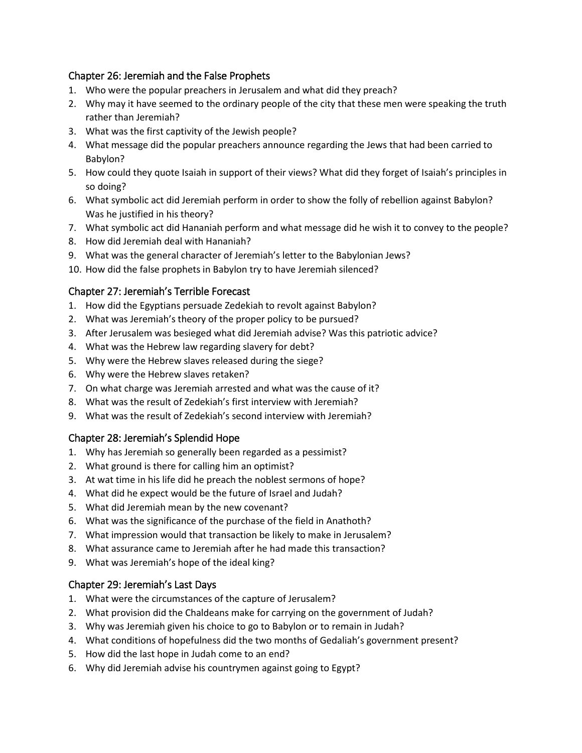## Chapter 26: Jeremiah and the False Prophets

1. Who were the popular preachers in Jerusalem and what did they preach?
2. Why may it have seemed to the ordinary people of the city that these men were speaking the truth rather than Jeremiah?
3. What was the first captivity of the Jewish people?
4. What message did the popular preachers announce regarding the Jews that had been carried to Babylon?
5. How could they quote Isaiah in support of their views? What did they forget of Isaiah's principles in so doing?
6. What symbolic act did Jeremiah perform in order to show the folly of rebellion against Babylon? Was he justified in his theory?
7. What symbolic act did Hananiah perform and what message did he wish it to convey to the people?
8. How did Jeremiah deal with Hananiah?
9. What was the general character of Jeremiah's letter to the Babylonian Jews?
10. How did the false prophets in Babylon try to have Jeremiah silenced?

## Chapter 27: Jeremiah's Terrible Forecast

1. How did the Egyptians persuade Zedekiah to revolt against Babylon?
2. What was Jeremiah's theory of the proper policy to be pursued?
3. After Jerusalem was besieged what did Jeremiah advise? Was this patriotic advice?
4. What was the Hebrew law regarding slavery for debt?
5. Why were the Hebrew slaves released during the siege?
6. Why were the Hebrew slaves retaken?
7. On what charge was Jeremiah arrested and what was the cause of it?
8. What was the result of Zedekiah's first interview with Jeremiah?
9. What was the result of Zedekiah's second interview with Jeremiah?

## Chapter 28: Jeremiah's Splendid Hope

1. Why has Jeremiah so generally been regarded as a pessimist?
2. What ground is there for calling him an optimist?
3. At wat time in his life did he preach the noblest sermons of hope?
4. What did he expect would be the future of Israel and Judah?
5. What did Jeremiah mean by the new covenant?
6. What was the significance of the purchase of the field in Anathoth?
7. What impression would that transaction be likely to make in Jerusalem?
8. What assurance came to Jeremiah after he had made this transaction?
9. What was Jeremiah's hope of the ideal king?

## Chapter 29: Jeremiah's Last Days

1. What were the circumstances of the capture of Jerusalem?
2. What provision did the Chaldeans make for carrying on the government of Judah?
3. Why was Jeremiah given his choice to go to Babylon or to remain in Judah?
4. What conditions of hopefulness did the two months of Gedaliah's government present?
5. How did the last hope in Judah come to an end?
6. Why did Jeremiah advise his countrymen against going to Egypt?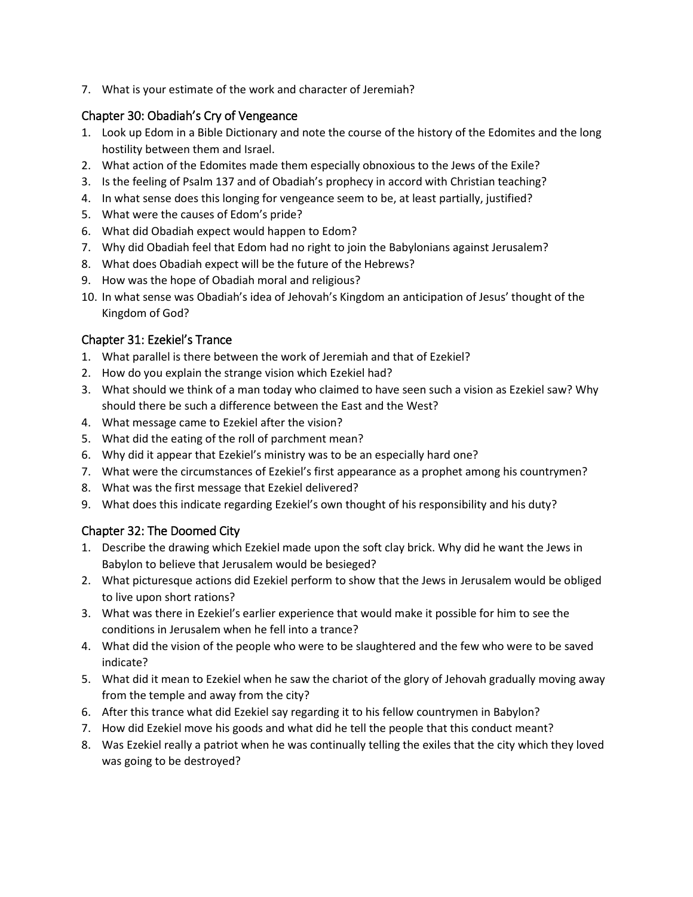7. What is your estimate of the work and character of Jeremiah?

## Chapter 30: Obadiah's Cry of Vengeance

1. Look up Edom in a Bible Dictionary and note the course of the history of the Edomites and the long hostility between them and Israel.
2. What action of the Edomites made them especially obnoxious to the Jews of the Exile?
3. Is the feeling of Psalm 137 and of Obadiah's prophecy in accord with Christian teaching?
4. In what sense does this longing for vengeance seem to be, at least partially, justified?
5. What were the causes of Edom's pride?
6. What did Obadiah expect would happen to Edom?
7. Why did Obadiah feel that Edom had no right to join the Babylonians against Jerusalem?
8. What does Obadiah expect will be the future of the Hebrews?
9. How was the hope of Obadiah moral and religious?
10. In what sense was Obadiah's idea of Jehovah's Kingdom an anticipation of Jesus' thought of the Kingdom of God?

## Chapter 31: Ezekiel's Trance

1. What parallel is there between the work of Jeremiah and that of Ezekiel?
2. How do you explain the strange vision which Ezekiel had?
3. What should we think of a man today who claimed to have seen such a vision as Ezekiel saw? Why should there be such a difference between the East and the West?
4. What message came to Ezekiel after the vision?
5. What did the eating of the roll of parchment mean?
6. Why did it appear that Ezekiel's ministry was to be an especially hard one?
7. What were the circumstances of Ezekiel's first appearance as a prophet among his countrymen?
8. What was the first message that Ezekiel delivered?
9. What does this indicate regarding Ezekiel's own thought of his responsibility and his duty?

## Chapter 32: The Doomed City

1. Describe the drawing which Ezekiel made upon the soft clay brick. Why did he want the Jews in Babylon to believe that Jerusalem would be besieged?
2. What picturesque actions did Ezekiel perform to show that the Jews in Jerusalem would be obliged to live upon short rations?
3. What was there in Ezekiel's earlier experience that would make it possible for him to see the conditions in Jerusalem when he fell into a trance?
4. What did the vision of the people who were to be slaughtered and the few who were to be saved indicate?
5. What did it mean to Ezekiel when he saw the chariot of the glory of Jehovah gradually moving away from the temple and away from the city?
6. After this trance what did Ezekiel say regarding it to his fellow countrymen in Babylon?
7. How did Ezekiel move his goods and what did he tell the people that this conduct meant?
8. Was Ezekiel really a patriot when he was continually telling the exiles that the city which they loved was going to be destroyed?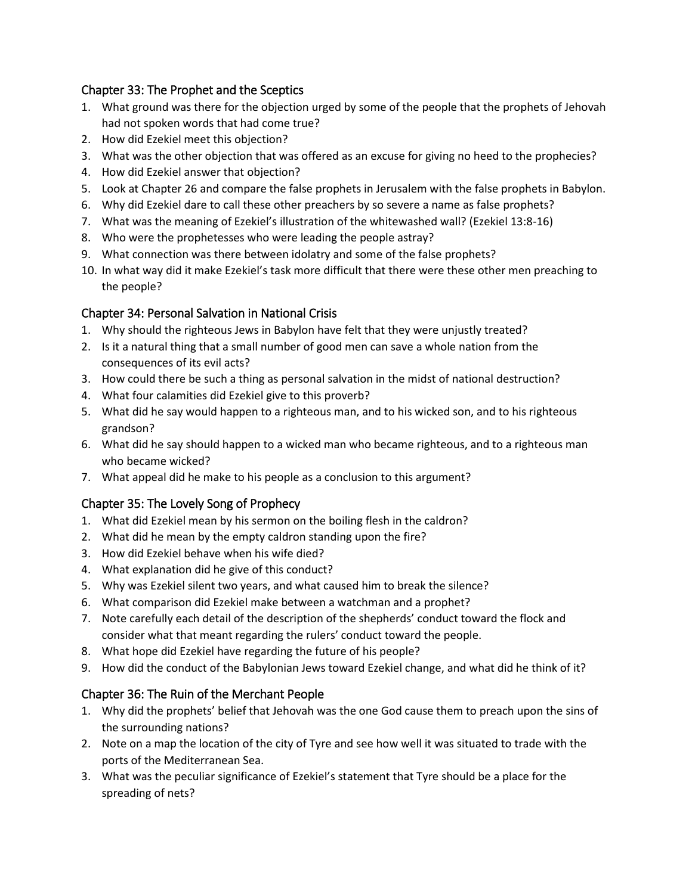## Chapter 33: The Prophet and the Sceptics

1. What ground was there for the objection urged by some of the people that the prophets of Jehovah had not spoken words that had come true?
2. How did Ezekiel meet this objection?
3. What was the other objection that was offered as an excuse for giving no heed to the prophecies?
4. How did Ezekiel answer that objection?
5. Look at Chapter 26 and compare the false prophets in Jerusalem with the false prophets in Babylon.
6. Why did Ezekiel dare to call these other preachers by so severe a name as false prophets?
7. What was the meaning of Ezekiel's illustration of the whitewashed wall? (Ezekiel 13:8-16)
8. Who were the prophetesses who were leading the people astray?
9. What connection was there between idolatry and some of the false prophets?
10. In what way did it make Ezekiel's task more difficult that there were these other men preaching to the people?

## Chapter 34: Personal Salvation in National Crisis

1. Why should the righteous Jews in Babylon have felt that they were unjustly treated?
2. Is it a natural thing that a small number of good men can save a whole nation from the consequences of its evil acts?
3. How could there be such a thing as personal salvation in the midst of national destruction?
4. What four calamities did Ezekiel give to this proverb?
5. What did he say would happen to a righteous man, and to his wicked son, and to his righteous grandson?
6. What did he say should happen to a wicked man who became righteous, and to a righteous man who became wicked?
7. What appeal did he make to his people as a conclusion to this argument?

## Chapter 35: The Lovely Song of Prophecy

1. What did Ezekiel mean by his sermon on the boiling flesh in the caldron?
2. What did he mean by the empty caldron standing upon the fire?
3. How did Ezekiel behave when his wife died?
4. What explanation did he give of this conduct?
5. Why was Ezekiel silent two years, and what caused him to break the silence?
6. What comparison did Ezekiel make between a watchman and a prophet?
7. Note carefully each detail of the description of the shepherds' conduct toward the flock and consider what that meant regarding the rulers' conduct toward the people.
8. What hope did Ezekiel have regarding the future of his people?
9. How did the conduct of the Babylonian Jews toward Ezekiel change, and what did he think of it?

## Chapter 36: The Ruin of the Merchant People

1. Why did the prophets' belief that Jehovah was the one God cause them to preach upon the sins of the surrounding nations?
2. Note on a map the location of the city of Tyre and see how well it was situated to trade with the ports of the Mediterranean Sea.
3. What was the peculiar significance of Ezekiel's statement that Tyre should be a place for the spreading of nets?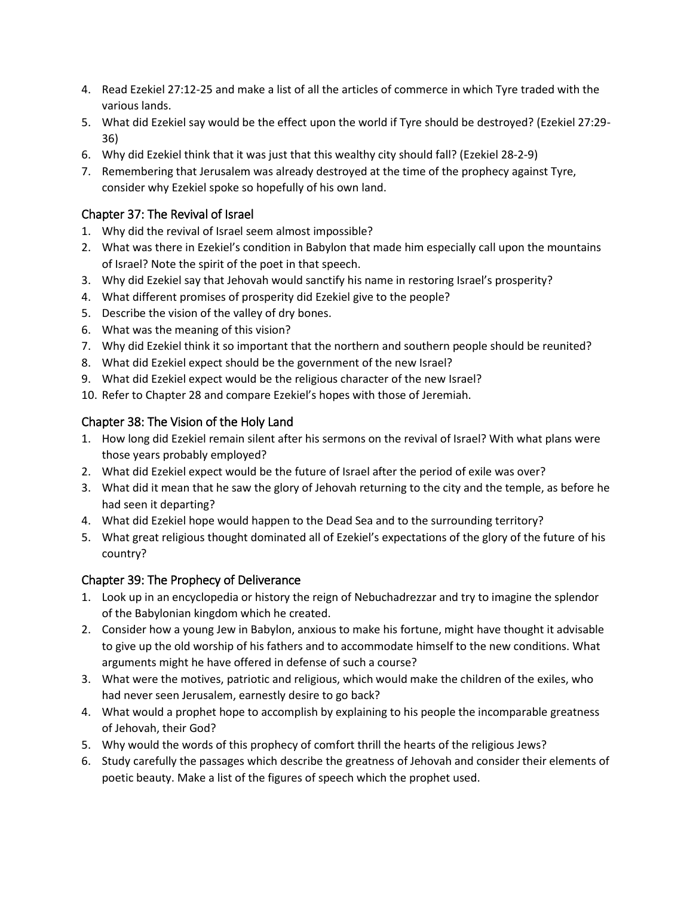4. Read Ezekiel 27:12-25 and make a list of all the articles of commerce in which Tyre traded with the various lands.
5. What did Ezekiel say would be the effect upon the world if Tyre should be destroyed? (Ezekiel 27:29-36)
6. Why did Ezekiel think that it was just that this wealthy city should fall? (Ezekiel 28-2-9)
7. Remembering that Jerusalem was already destroyed at the time of the prophecy against Tyre, consider why Ezekiel spoke so hopefully of his own land.

## Chapter 37: The Revival of Israel

1. Why did the revival of Israel seem almost impossible?
2. What was there in Ezekiel's condition in Babylon that made him especially call upon the mountains of Israel? Note the spirit of the poet in that speech.
3. Why did Ezekiel say that Jehovah would sanctify his name in restoring Israel's prosperity?
4. What different promises of prosperity did Ezekiel give to the people?
5. Describe the vision of the valley of dry bones.
6. What was the meaning of this vision?
7. Why did Ezekiel think it so important that the northern and southern people should be reunited?
8. What did Ezekiel expect should be the government of the new Israel?
9. What did Ezekiel expect would be the religious character of the new Israel?
10. Refer to Chapter 28 and compare Ezekiel's hopes with those of Jeremiah.

## Chapter 38: The Vision of the Holy Land

1. How long did Ezekiel remain silent after his sermons on the revival of Israel? With what plans were those years probably employed?
2. What did Ezekiel expect would be the future of Israel after the period of exile was over?
3. What did it mean that he saw the glory of Jehovah returning to the city and the temple, as before he had seen it departing?
4. What did Ezekiel hope would happen to the Dead Sea and to the surrounding territory?
5. What great religious thought dominated all of Ezekiel's expectations of the glory of the future of his country?

## Chapter 39: The Prophecy of Deliverance

1. Look up in an encyclopedia or history the reign of Nebuchadrezzar and try to imagine the splendor of the Babylonian kingdom which he created.
2. Consider how a young Jew in Babylon, anxious to make his fortune, might have thought it advisable to give up the old worship of his fathers and to accommodate himself to the new conditions. What arguments might he have offered in defense of such a course?
3. What were the motives, patriotic and religious, which would make the children of the exiles, who had never seen Jerusalem, earnestly desire to go back?
4. What would a prophet hope to accomplish by explaining to his people the incomparable greatness of Jehovah, their God?
5. Why would the words of this prophecy of comfort thrill the hearts of the religious Jews?
6. Study carefully the passages which describe the greatness of Jehovah and consider their elements of poetic beauty. Make a list of the figures of speech which the prophet used.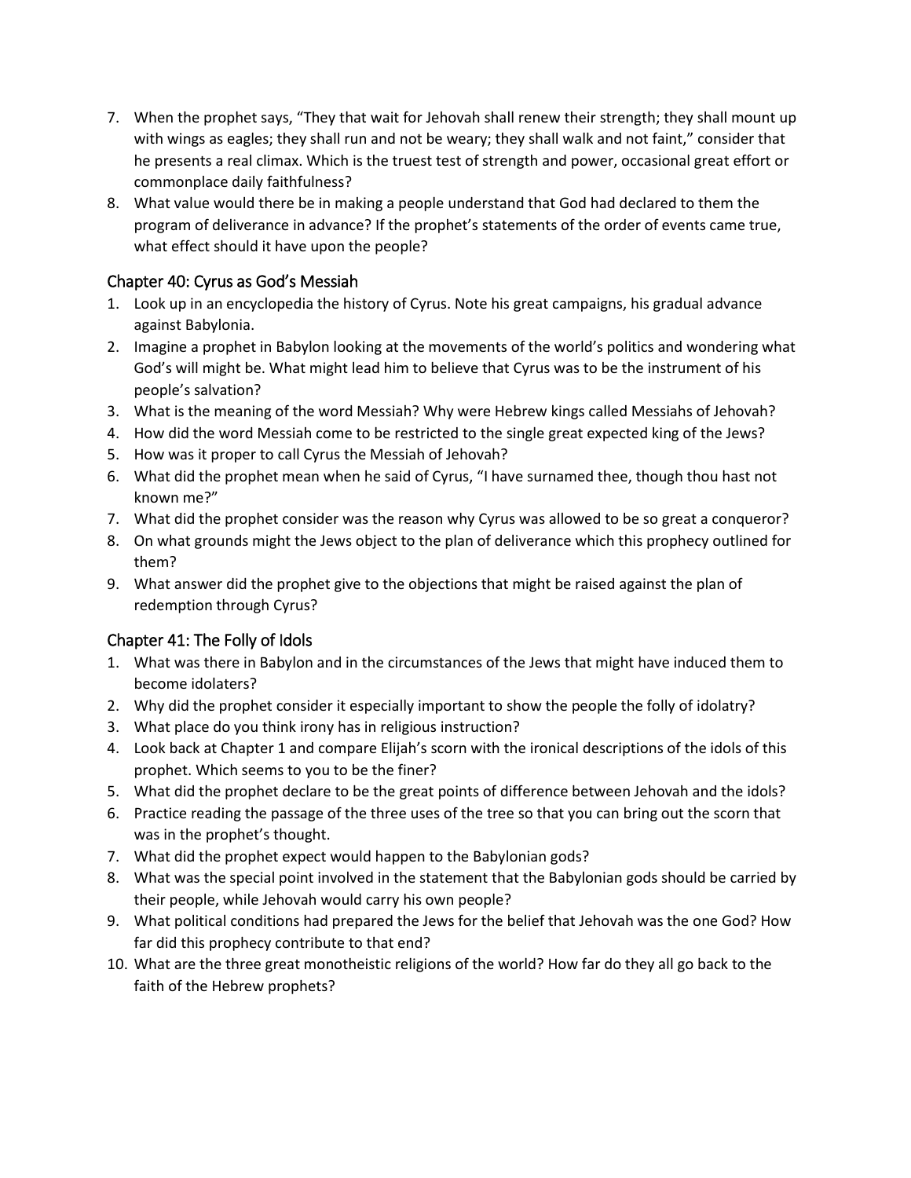7. When the prophet says, "They that wait for Jehovah shall renew their strength; they shall mount up with wings as eagles; they shall run and not be weary; they shall walk and not faint," consider that he presents a real climax. Which is the truest test of strength and power, occasional great effort or commonplace daily faithfulness?
8. What value would there be in making a people understand that God had declared to them the program of deliverance in advance? If the prophet's statements of the order of events came true, what effect should it have upon the people?

## Chapter 40: Cyrus as God's Messiah

1. Look up in an encyclopedia the history of Cyrus. Note his great campaigns, his gradual advance against Babylonia.
2. Imagine a prophet in Babylon looking at the movements of the world's politics and wondering what God's will might be. What might lead him to believe that Cyrus was to be the instrument of his people's salvation?
3. What is the meaning of the word Messiah? Why were Hebrew kings called Messiahs of Jehovah?
4. How did the word Messiah come to be restricted to the single great expected king of the Jews?
5. How was it proper to call Cyrus the Messiah of Jehovah?
6. What did the prophet mean when he said of Cyrus, "I have surnamed thee, though thou hast not known me?"
7. What did the prophet consider was the reason why Cyrus was allowed to be so great a conqueror?
8. On what grounds might the Jews object to the plan of deliverance which this prophecy outlined for them?
9. What answer did the prophet give to the objections that might be raised against the plan of redemption through Cyrus?

## Chapter 41: The Folly of Idols

1. What was there in Babylon and in the circumstances of the Jews that might have induced them to become idolaters?
2. Why did the prophet consider it especially important to show the people the folly of idolatry?
3. What place do you think irony has in religious instruction?
4. Look back at Chapter 1 and compare Elijah's scorn with the ironical descriptions of the idols of this prophet. Which seems to you to be the finer?
5. What did the prophet declare to be the great points of difference between Jehovah and the idols?
6. Practice reading the passage of the three uses of the tree so that you can bring out the scorn that was in the prophet's thought.
7. What did the prophet expect would happen to the Babylonian gods?
8. What was the special point involved in the statement that the Babylonian gods should be carried by their people, while Jehovah would carry his own people?
9. What political conditions had prepared the Jews for the belief that Jehovah was the one God? How far did this prophecy contribute to that end?
10. What are the three great monotheistic religions of the world? How far do they all go back to the faith of the Hebrew prophets?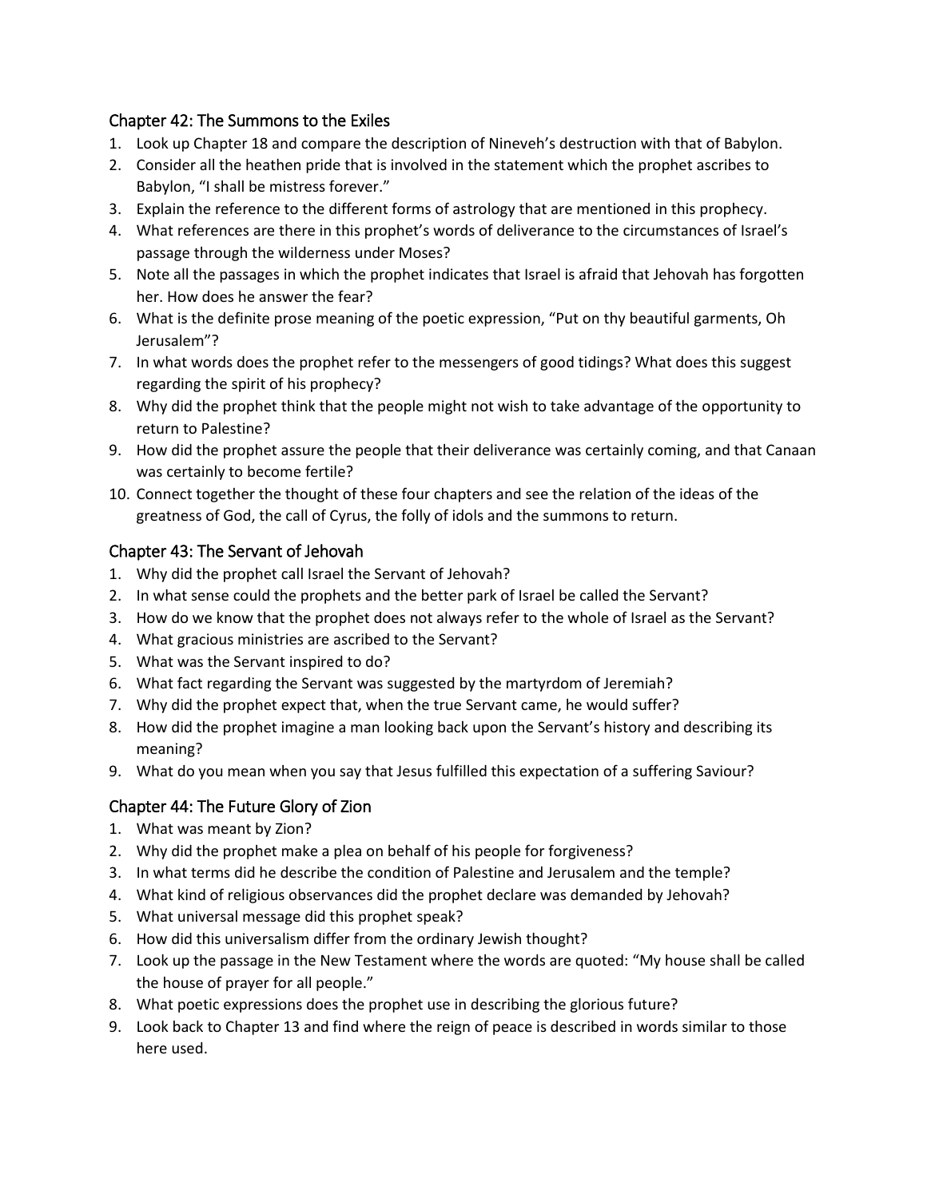## Chapter 42: The Summons to the Exiles

1. Look up Chapter 18 and compare the description of Nineveh's destruction with that of Babylon.
2. Consider all the heathen pride that is involved in the statement which the prophet ascribes to Babylon, "I shall be mistress forever."
3. Explain the reference to the different forms of astrology that are mentioned in this prophecy.
4. What references are there in this prophet's words of deliverance to the circumstances of Israel's passage through the wilderness under Moses?
5. Note all the passages in which the prophet indicates that Israel is afraid that Jehovah has forgotten her. How does he answer the fear?
6. What is the definite prose meaning of the poetic expression, "Put on thy beautiful garments, Oh Jerusalem"?
7. In what words does the prophet refer to the messengers of good tidings? What does this suggest regarding the spirit of his prophecy?
8. Why did the prophet think that the people might not wish to take advantage of the opportunity to return to Palestine?
9. How did the prophet assure the people that their deliverance was certainly coming, and that Canaan was certainly to become fertile?
10. Connect together the thought of these four chapters and see the relation of the ideas of the greatness of God, the call of Cyrus, the folly of idols and the summons to return.

## Chapter 43: The Servant of Jehovah

1. Why did the prophet call Israel the Servant of Jehovah?
2. In what sense could the prophets and the better park of Israel be called the Servant?
3. How do we know that the prophet does not always refer to the whole of Israel as the Servant?
4. What gracious ministries are ascribed to the Servant?
5. What was the Servant inspired to do?
6. What fact regarding the Servant was suggested by the martyrdom of Jeremiah?
7. Why did the prophet expect that, when the true Servant came, he would suffer?
8. How did the prophet imagine a man looking back upon the Servant's history and describing its meaning?
9. What do you mean when you say that Jesus fulfilled this expectation of a suffering Saviour?

## Chapter 44: The Future Glory of Zion

1. What was meant by Zion?
2. Why did the prophet make a plea on behalf of his people for forgiveness?
3. In what terms did he describe the condition of Palestine and Jerusalem and the temple?
4. What kind of religious observances did the prophet declare was demanded by Jehovah?
5. What universal message did this prophet speak?
6. How did this universalism differ from the ordinary Jewish thought?
7. Look up the passage in the New Testament where the words are quoted: "My house shall be called the house of prayer for all people."
8. What poetic expressions does the prophet use in describing the glorious future?
9. Look back to Chapter 13 and find where the reign of peace is described in words similar to those here used.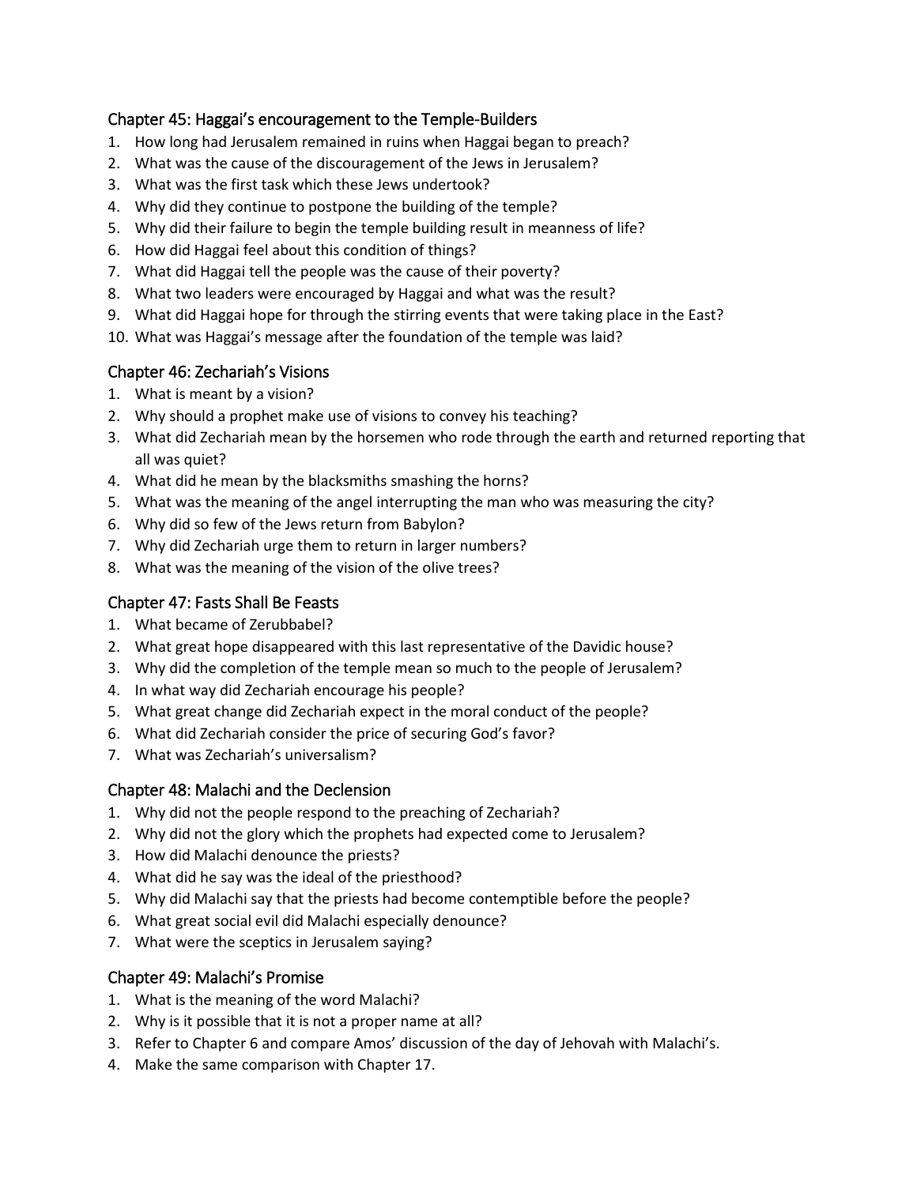## Chapter 45: Haggai's encouragement to the Temple-Builders

1. How long had Jerusalem remained in ruins when Haggai began to preach?
2. What was the cause of the discouragement of the Jews in Jerusalem?
3. What was the first task which these Jews undertook?
4. Why did they continue to postpone the building of the temple?
5. Why did their failure to begin the temple building result in meanness of life?
6. How did Haggai feel about this condition of things?
7. What did Haggai tell the people was the cause of their poverty?
8. What two leaders were encouraged by Haggai and what was the result?
9. What did Haggai hope for through the stirring events that were taking place in the East?
10. What was Haggai's message after the foundation of the temple was laid?

## Chapter 46: Zechariah's Visions

1. What is meant by a vision?
2. Why should a prophet make use of visions to convey his teaching?
3. What did Zechariah mean by the horsemen who rode through the earth and returned reporting that all was quiet?
4. What did he mean by the blacksmiths smashing the horns?
5. What was the meaning of the angel interrupting the man who was measuring the city?
6. Why did so few of the Jews return from Babylon?
7. Why did Zechariah urge them to return in larger numbers?
8. What was the meaning of the vision of the olive trees?

## Chapter 47: Fasts Shall Be Feasts

1. What became of Zerubbabel?
2. What great hope disappeared with this last representative of the Davidic house?
3. Why did the completion of the temple mean so much to the people of Jerusalem?
4. In what way did Zechariah encourage his people?
5. What great change did Zechariah expect in the moral conduct of the people?
6. What did Zechariah consider the price of securing God's favor?
7. What was Zechariah's universalism?

## Chapter 48: Malachi and the Declension

1. Why did not the people respond to the preaching of Zechariah?
2. Why did not the glory which the prophets had expected come to Jerusalem?
3. How did Malachi denounce the priests?
4. What did he say was the ideal of the priesthood?
5. Why did Malachi say that the priests had become contemptible before the people?
6. What great social evil did Malachi especially denounce?
7. What were the sceptics in Jerusalem saying?

## Chapter 49: Malachi's Promise

1. What is the meaning of the word Malachi?
2. Why is it possible that it is not a proper name at all?
3. Refer to Chapter 6 and compare Amos' discussion of the day of Jehovah with Malachi's.
4. Make the same comparison with Chapter 17.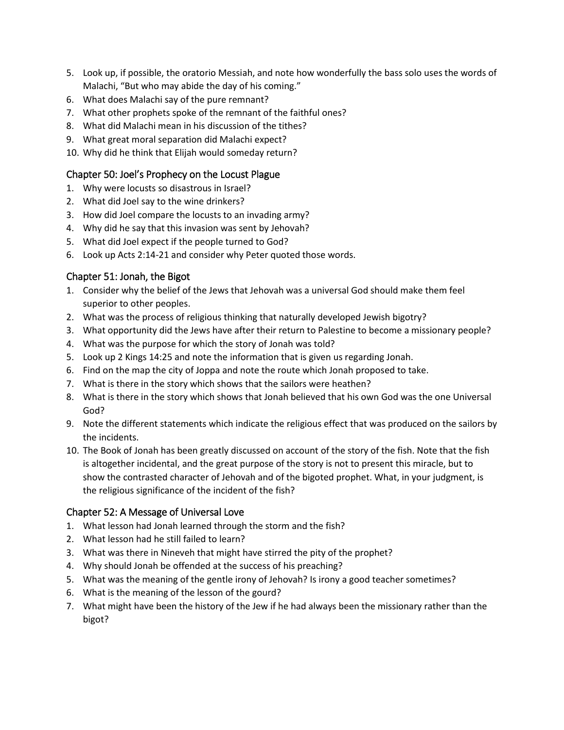5. Look up, if possible, the oratorio Messiah, and note how wonderfully the bass solo uses the words of Malachi, "But who may abide the day of his coming."
6. What does Malachi say of the pure remnant?
7. What other prophets spoke of the remnant of the faithful ones?
8. What did Malachi mean in his discussion of the tithes?
9. What great moral separation did Malachi expect?
10. Why did he think that Elijah would someday return?

## Chapter 50: Joel's Prophecy on the Locust Plague

1. Why were locusts so disastrous in Israel?
2. What did Joel say to the wine drinkers?
3. How did Joel compare the locusts to an invading army?
4. Why did he say that this invasion was sent by Jehovah?
5. What did Joel expect if the people turned to God?
6. Look up Acts 2:14-21 and consider why Peter quoted those words.

## Chapter 51: Jonah, the Bigot

1. Consider why the belief of the Jews that Jehovah was a universal God should make them feel superior to other peoples.
2. What was the process of religious thinking that naturally developed Jewish bigotry?
3. What opportunity did the Jews have after their return to Palestine to become a missionary people?
4. What was the purpose for which the story of Jonah was told?
5. Look up 2 Kings 14:25 and note the information that is given us regarding Jonah.
6. Find on the map the city of Joppa and note the route which Jonah proposed to take.
7. What is there in the story which shows that the sailors were heathen?
8. What is there in the story which shows that Jonah believed that his own God was the one Universal God?
9. Note the different statements which indicate the religious effect that was produced on the sailors by the incidents.
10. The Book of Jonah has been greatly discussed on account of the story of the fish. Note that the fish is altogether incidental, and the great purpose of the story is not to present this miracle, but to show the contrasted character of Jehovah and of the bigoted prophet. What, in your judgment, is the religious significance of the incident of the fish?

## Chapter 52: A Message of Universal Love

1. What lesson had Jonah learned through the storm and the fish?
2. What lesson had he still failed to learn?
3. What was there in Nineveh that might have stirred the pity of the prophet?
4. Why should Jonah be offended at the success of his preaching?
5. What was the meaning of the gentle irony of Jehovah? Is irony a good teacher sometimes?
6. What is the meaning of the lesson of the gourd?
7. What might have been the history of the Jew if he had always been the missionary rather than the bigot?